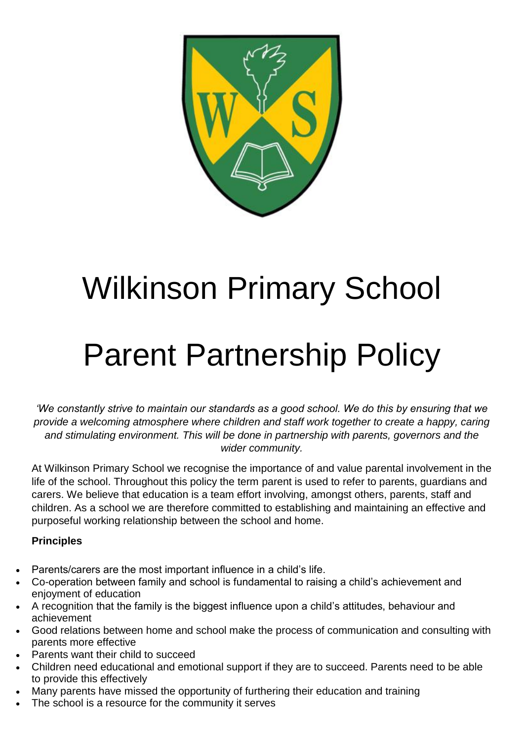# Wilkinson Primary School

# Parent Partnership Policy

*'We constantly strive to maintain our standards as a good school. We do this by ensuring that we provide a welcoming atmosphere where children and staff work together to create a happy, caring and stimulating environment. This will be done in partnership with parents, governors and the wider community.*

At Wilkinson Primary School we recognise the importance of and value parental involvement in the life of the school. Throughout this policy the term parent is used to refer to parents, guardians and carers. We believe that education is a team effort involving, amongst others, parents, staff and children. As a school we are therefore committed to establishing and maintaining an effective and purposeful working relationship between the school and home.

**Principles**

- Parents/carers are the most important influence in a child's life.
- Co-operation between family and school is fundamental to raising a child's achievement and enjoyment of education
- A recognition that the family is the biggest influence upon a child's attitudes, behaviour and achievement
- Good relations between home and school make the process of communication and consulting with parents more effective
- Parents want their child to succeed
- Children need educational and emotional support if they are to succeed. Parents need to be able to provide this effectively
- Many parents have missed the opportunity of furthering their education and training
- The school is a resource for the community it serves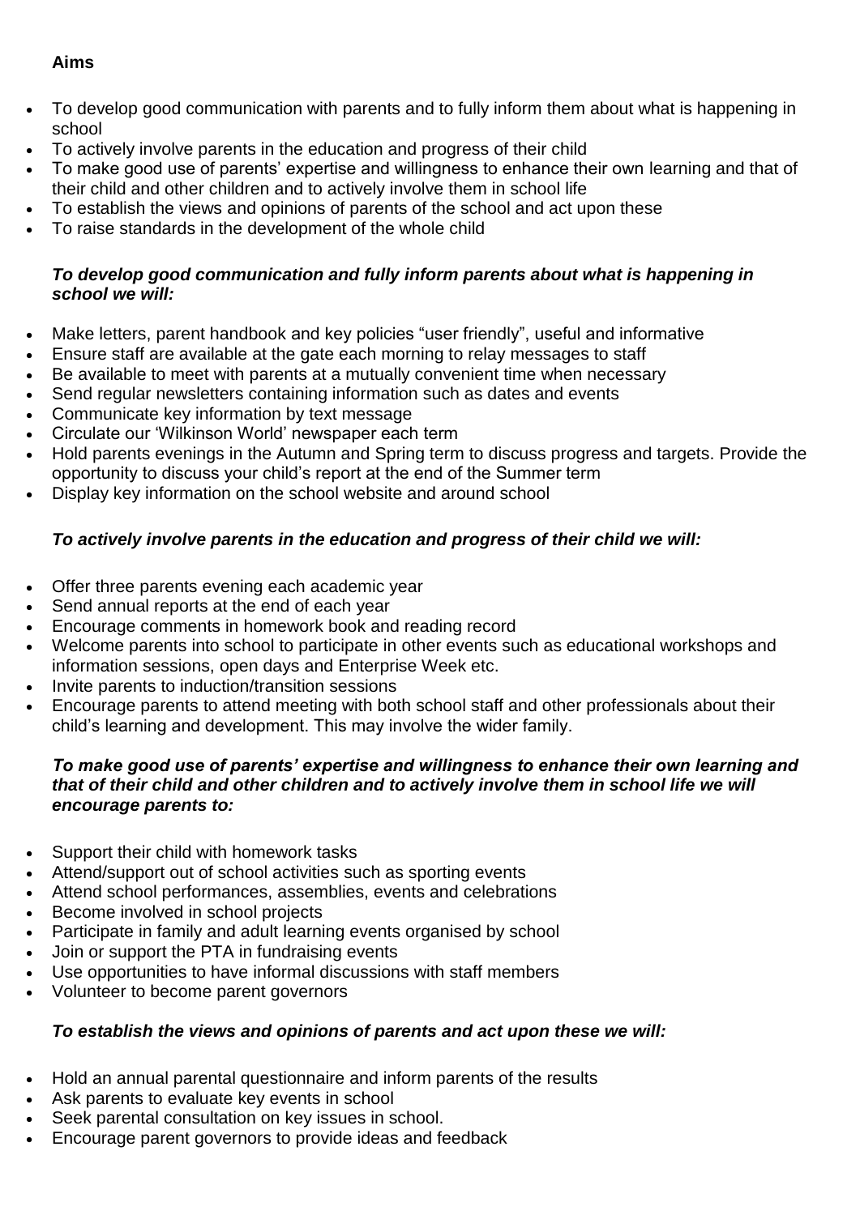**Aims**

- To develop good communication with parents and to fully inform them about what is happening in school
- To actively involve parents in the education and progress of their child
- To make good use of parents' expertise and willingness to enhance their own learning and that of their child and other children and to actively involve them in school life
- To establish the views and opinions of parents of the school and act upon these
- To raise standards in the development of the whole child

***To develop good communication and fully inform parents about what is happening in school we will:***

- Make letters, parent handbook and key policies "user friendly", useful and informative
- Ensure staff are available at the gate each morning to relay messages to staff
- Be available to meet with parents at a mutually convenient time when necessary
- Send regular newsletters containing information such as dates and events
- Communicate key information by text message
- Circulate our 'Wilkinson World' newspaper each term
- Hold parents evenings in the Autumn and Spring term to discuss progress and targets. Provide the opportunity to discuss your child's report at the end of the Summer term
- Display key information on the school website and around school

***To actively involve parents in the education and progress of their child we will:***

- Offer three parents evening each academic year
- Send annual reports at the end of each year
- Encourage comments in homework book and reading record
- Welcome parents into school to participate in other events such as educational workshops and information sessions, open days and Enterprise Week etc.
- Invite parents to induction/transition sessions
- Encourage parents to attend meeting with both school staff and other professionals about their child's learning and development. This may involve the wider family.

***To make good use of parents' expertise and willingness to enhance their own learning and that of their child and other children and to actively involve them in school life we will encourage parents to:***

- Support their child with homework tasks
- Attend/support out of school activities such as sporting events
- Attend school performances, assemblies, events and celebrations
- Become involved in school projects
- Participate in family and adult learning events organised by school
- Join or support the PTA in fundraising events
- Use opportunities to have informal discussions with staff members
- Volunteer to become parent governors

***To establish the views and opinions of parents and act upon these we will:***

- Hold an annual parental questionnaire and inform parents of the results
- Ask parents to evaluate key events in school
- Seek parental consultation on key issues in school.
- Encourage parent governors to provide ideas and feedback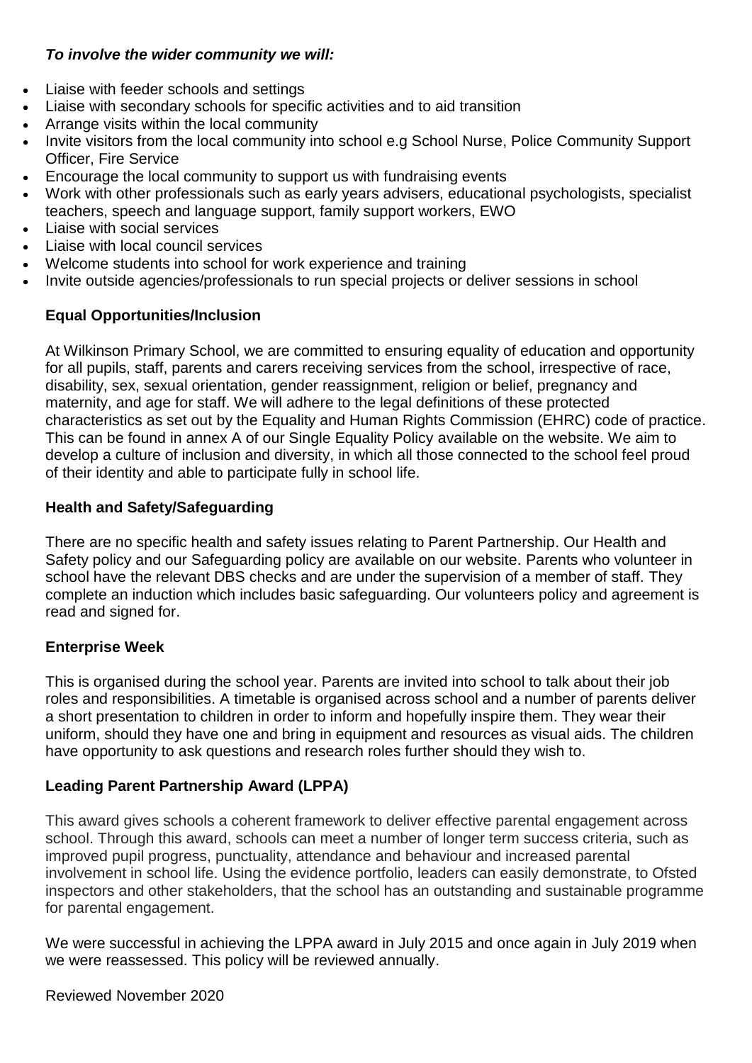***To involve the wider community we will:***

- Liaise with feeder schools and settings
- Liaise with secondary schools for specific activities and to aid transition
- Arrange visits within the local community
- Invite visitors from the local community into school e.g School Nurse, Police Community Support Officer, Fire Service
- Encourage the local community to support us with fundraising events
- Work with other professionals such as early years advisers, educational psychologists, specialist teachers, speech and language support, family support workers, EWO
- Liaise with social services
- Liaise with local council services
- Welcome students into school for work experience and training
- Invite outside agencies/professionals to run special projects or deliver sessions in school

**Equal Opportunities/Inclusion**

At Wilkinson Primary School, we are committed to ensuring equality of education and opportunity for all pupils, staff, parents and carers receiving services from the school, irrespective of race, disability, sex, sexual orientation, gender reassignment, religion or belief, pregnancy and maternity, and age for staff. We will adhere to the legal definitions of these protected characteristics as set out by the Equality and Human Rights Commission (EHRC) code of practice. This can be found in annex A of our Single Equality Policy available on the website. We aim to develop a culture of inclusion and diversity, in which all those connected to the school feel proud of their identity and able to participate fully in school life.

**Health and Safety/Safeguarding**

There are no specific health and safety issues relating to Parent Partnership. Our Health and Safety policy and our Safeguarding policy are available on our website. Parents who volunteer in school have the relevant DBS checks and are under the supervision of a member of staff. They complete an induction which includes basic safeguarding. Our volunteers policy and agreement is read and signed for.

**Enterprise Week**

This is organised during the school year. Parents are invited into school to talk about their job roles and responsibilities. A timetable is organised across school and a number of parents deliver a short presentation to children in order to inform and hopefully inspire them. They wear their uniform, should they have one and bring in equipment and resources as visual aids. The children have opportunity to ask questions and research roles further should they wish to.

**Leading Parent Partnership Award (LPPA)**

This award gives schools a coherent framework to deliver effective parental engagement across school. Through this award, schools can meet a number of longer term success criteria, such as improved pupil progress, punctuality, attendance and behaviour and increased parental involvement in school life. Using the evidence portfolio, leaders can easily demonstrate, to Ofsted inspectors and other stakeholders, that the school has an outstanding and sustainable programme for parental engagement.

We were successful in achieving the LPPA award in July 2015 and once again in July 2019 when we were reassessed. This policy will be reviewed annually.

Reviewed November 2020